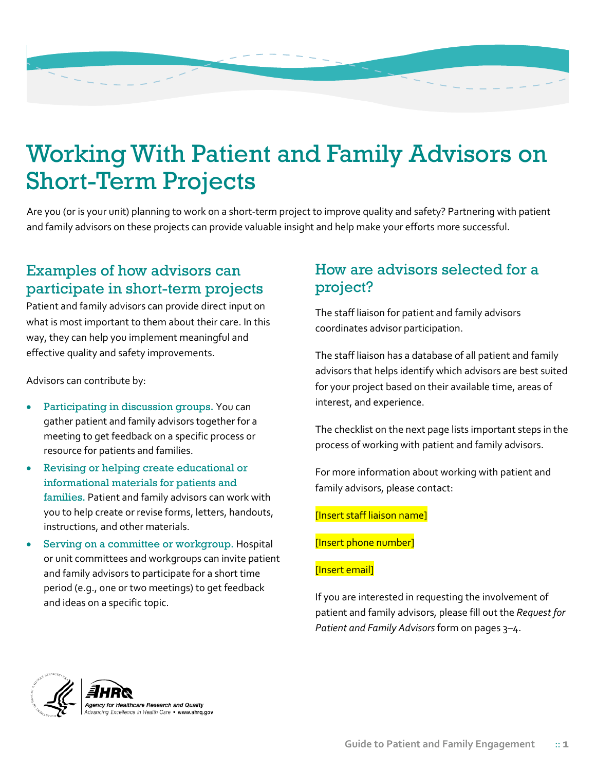# Working With Patient and Family Advisors on Short-Term Projects

Are you (or is your unit) planning to work on a short-term project to improve quality and safety? Partnering with patient and family advisors on these projects can provide valuable insight and help make your efforts more successful.

## Examples of how advisors can participate in short-term projects

Patient and family advisors can provide direct input on what is most important to them about their care. In this way, they can help you implement meaningful and effective quality and safety improvements.

Advisors can contribute by:

- **Participating in discussion groups.** You can gather patient and family advisors together for a meeting to get feedback on a specific process or resource for patients and families.
- **Revising or helping create educational or informational materials for patients and families.** Patient and family advisors can work with you to help create or revise forms, letters, handouts, instructions, and other materials.
- **Serving on a committee or workgroup.** Hospital or unit committees and workgroups can invite patient and family advisors to participate for a short time period (e.g., one or two meetings) to get feedback and ideas on a specific topic.

## How are advisors selected for a project?

The staff liaison for patient and family advisors coordinates advisor participation.

The staff liaison has a database of all patient and family advisors that helps identify which advisors are best suited for your project based on their available time, areas of interest, and experience.

The checklist on the next page lists important steps in the process of working with patient and family advisors.

For more information about working with patient and family advisors, please contact:

[Insert staff liaison name]

[Insert phone number]

[Insert email]

If you are interested in requesting the involvement of patient and family advisors, please fill out the *Request for Patient and Family Advisors* form on pages 3–4.

AHRQ — Agency for Healthcare Research and Quality — Advancing Excellence in Health Care • www.ahrq.gov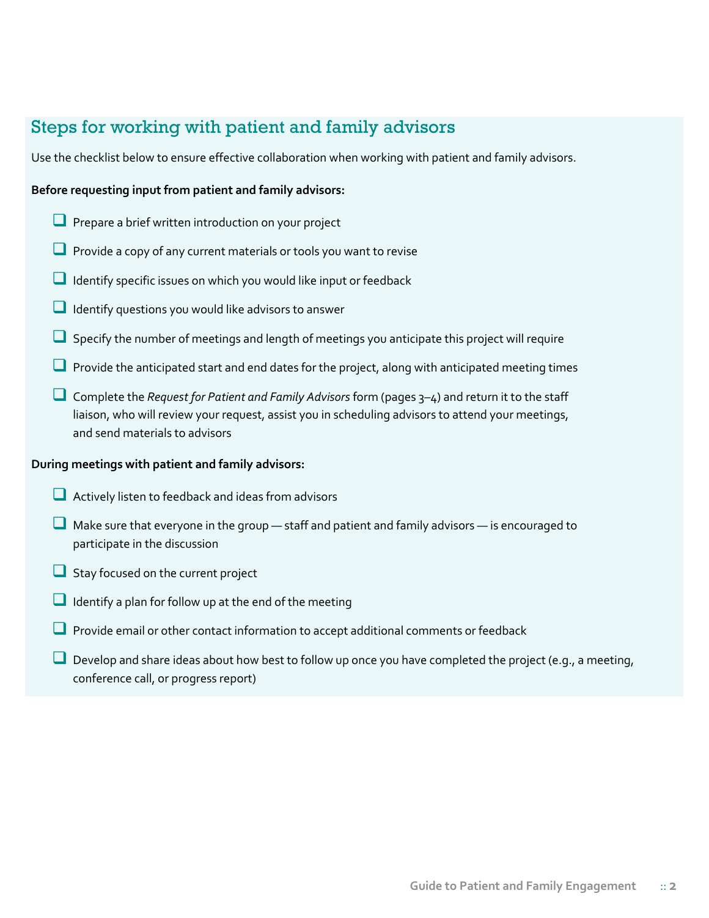## Steps for working with patient and family advisors

Use the checklist below to ensure effective collaboration when working with patient and family advisors.

**Before requesting input from patient and family advisors:**

- ❑ Prepare a brief written introduction on your project
- ❑ Provide a copy of any current materials or tools you want to revise
- ❑ Identify specific issues on which you would like input or feedback
- ❑ Identify questions you would like advisors to answer
- ❑ Specify the number of meetings and length of meetings you anticipate this project will require
- ❑ Provide the anticipated start and end dates for the project, along with anticipated meeting times
- ❑ Complete the *Request for Patient and Family Advisors* form (pages 3–4) and return it to the staff liaison, who will review your request, assist you in scheduling advisors to attend your meetings, and send materials to advisors

**During meetings with patient and family advisors:**

- ❑ Actively listen to feedback and ideas from advisors
- ❑ Make sure that everyone in the group — staff and patient and family advisors — is encouraged to participate in the discussion
- ❑ Stay focused on the current project
- ❑ Identify a plan for follow up at the end of the meeting
- ❑ Provide email or other contact information to accept additional comments or feedback
- ❑ Develop and share ideas about how best to follow up once you have completed the project (e.g., a meeting, conference call, or progress report)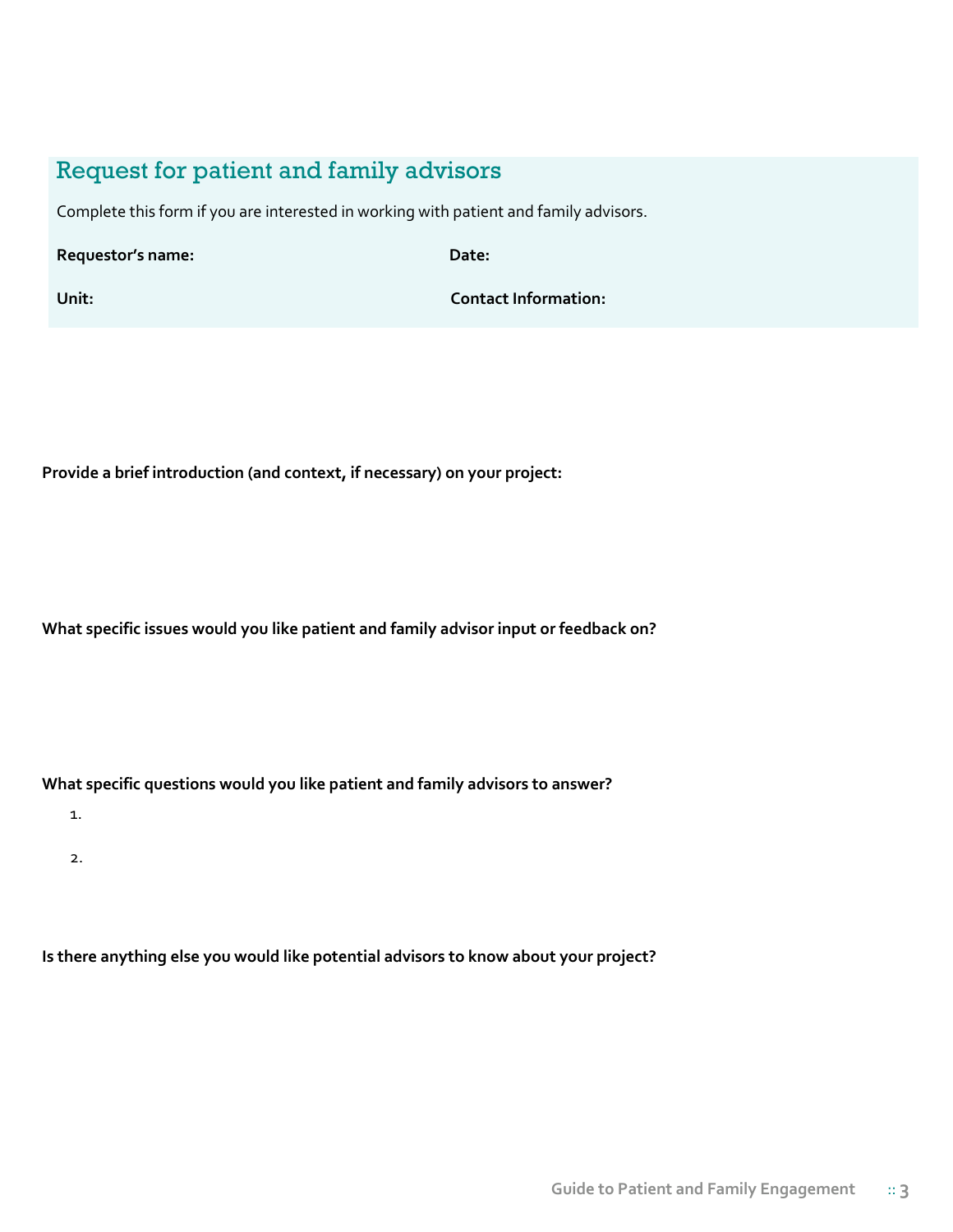## Request for patient and family advisors

Complete this form if you are interested in working with patient and family advisors.

**Requestor's name:** **Date:**

**Unit:** **Contact Information:**

**Provide a brief introduction (and context, if necessary) on your project:**

**What specific issues would you like patient and family advisor input or feedback on?**

**What specific questions would you like patient and family advisors to answer?**

1.
2.

**Is there anything else you would like potential advisors to know about your project?**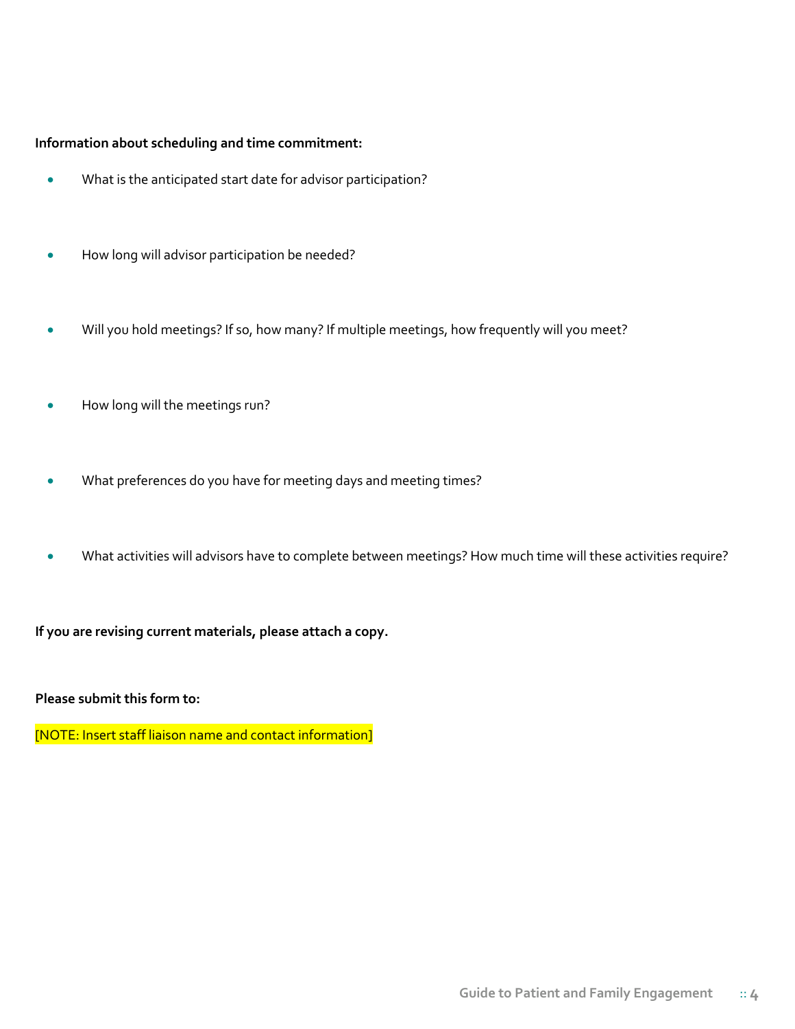**Information about scheduling and time commitment:**

- What is the anticipated start date for advisor participation?
- How long will advisor participation be needed?
- Will you hold meetings? If so, how many? If multiple meetings, how frequently will you meet?
- How long will the meetings run?
- What preferences do you have for meeting days and meeting times?
- What activities will advisors have to complete between meetings? How much time will these activities require?

**If you are revising current materials, please attach a copy.**

**Please submit this form to:**

[NOTE: Insert staff liaison name and contact information]